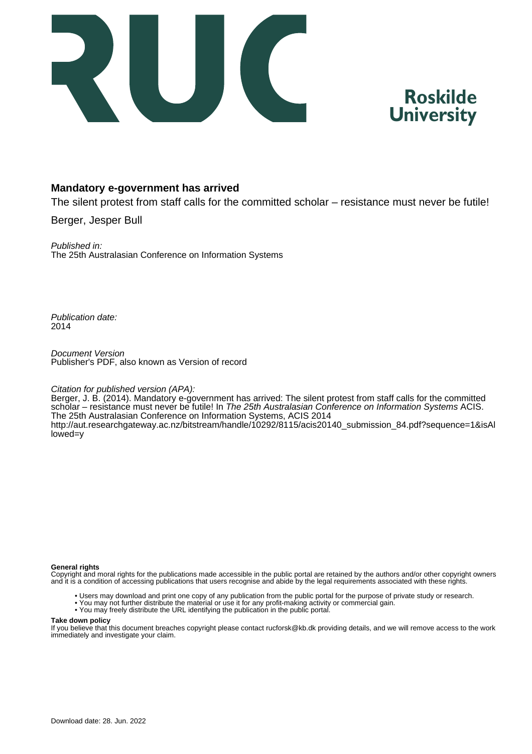Roskilde University

# Mandatory e-government has arrived

The silent protest from staff calls for the committed scholar – resistance must never be futile!

Berger, Jesper Bull

*Published in:*
The 25th Australasian Conference on Information Systems

*Publication date:*
2014

*Document Version*
Publisher's PDF, also known as Version of record

*Citation for published version (APA):*
Berger, J. B. (2014). Mandatory e-government has arrived: The silent protest from staff calls for the committed scholar – resistance must never be futile! In *The 25th Australasian Conference on Information Systems* ACIS. The 25th Australasian Conference on Information Systems, ACIS 2014
http://aut.researchgateway.ac.nz/bitstream/handle/10292/8115/acis20140_submission_84.pdf?sequence=1&isAllowed=y

**General rights**
Copyright and moral rights for the publications made accessible in the public portal are retained by the authors and/or other copyright owners and it is a condition of accessing publications that users recognise and abide by the legal requirements associated with these rights.

- Users may download and print one copy of any publication from the public portal for the purpose of private study or research.
- You may not further distribute the material or use it for any profit-making activity or commercial gain.
- You may freely distribute the URL identifying the publication in the public portal.

**Take down policy**
If you believe that this document breaches copyright please contact rucforsk@kb.dk providing details, and we will remove access to the work immediately and investigate your claim.

Download date: 28. Jun. 2022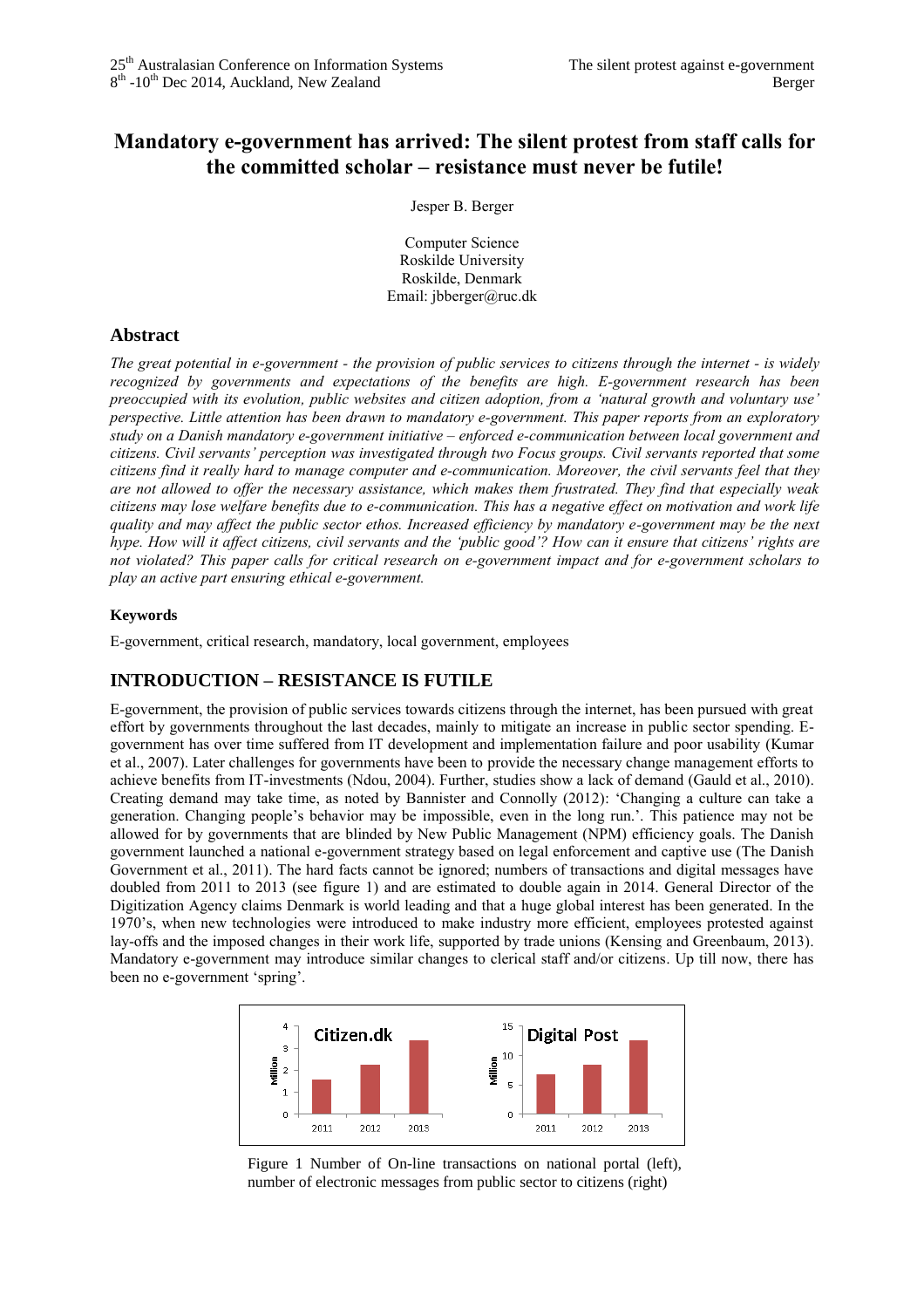# Mandatory e-government has arrived: The silent protest from staff calls for the committed scholar – resistance must never be futile!

Jesper B. Berger

Computer Science
Roskilde University
Roskilde, Denmark
Email: jbberger@ruc.dk

## Abstract

*The great potential in e-government - the provision of public services to citizens through the internet - is widely recognized by governments and expectations of the benefits are high. E-government research has been preoccupied with its evolution, public websites and citizen adoption, from a 'natural growth and voluntary use' perspective. Little attention has been drawn to mandatory e-government. This paper reports from an exploratory study on a Danish mandatory e-government initiative – enforced e-communication between local government and citizens. Civil servants' perception was investigated through two Focus groups. Civil servants reported that some citizens find it really hard to manage computer and e-communication. Moreover, the civil servants feel that they are not allowed to offer the necessary assistance, which makes them frustrated. They find that especially weak citizens may lose welfare benefits due to e-communication. This has a negative effect on motivation and work life quality and may affect the public sector ethos. Increased efficiency by mandatory e-government may be the next hype. How will it affect citizens, civil servants and the 'public good'? How can it ensure that citizens' rights are not violated? This paper calls for critical research on e-government impact and for e-government scholars to play an active part ensuring ethical e-government.*

#### Keywords

E-government, critical research, mandatory, local government, employees

## INTRODUCTION – RESISTANCE IS FUTILE

E-government, the provision of public services towards citizens through the internet, has been pursued with great effort by governments throughout the last decades, mainly to mitigate an increase in public sector spending. E-government has over time suffered from IT development and implementation failure and poor usability (Kumar et al., 2007). Later challenges for governments have been to provide the necessary change management efforts to achieve benefits from IT-investments (Ndou, 2004). Further, studies show a lack of demand (Gauld et al., 2010). Creating demand may take time, as noted by Bannister and Connolly (2012): 'Changing a culture can take a generation. Changing people's behavior may be impossible, even in the long run.'. This patience may not be allowed for by governments that are blinded by New Public Management (NPM) efficiency goals. The Danish government launched a national e-government strategy based on legal enforcement and captive use (The Danish Government et al., 2011). The hard facts cannot be ignored; numbers of transactions and digital messages have doubled from 2011 to 2013 (see figure 1) and are estimated to double again in 2014. General Director of the Digitization Agency claims Denmark is world leading and that a huge global interest has been generated. In the 1970's, when new technologies were introduced to make industry more efficient, employees protested against lay-offs and the imposed changes in their work life, supported by trade unions (Kensing and Greenbaum, 2013). Mandatory e-government may introduce similar changes to clerical staff and/or citizens. Up till now, there has been no e-government 'spring'.

Figure 1 Number of On-line transactions on national portal (left), number of electronic messages from public sector to citizens (right)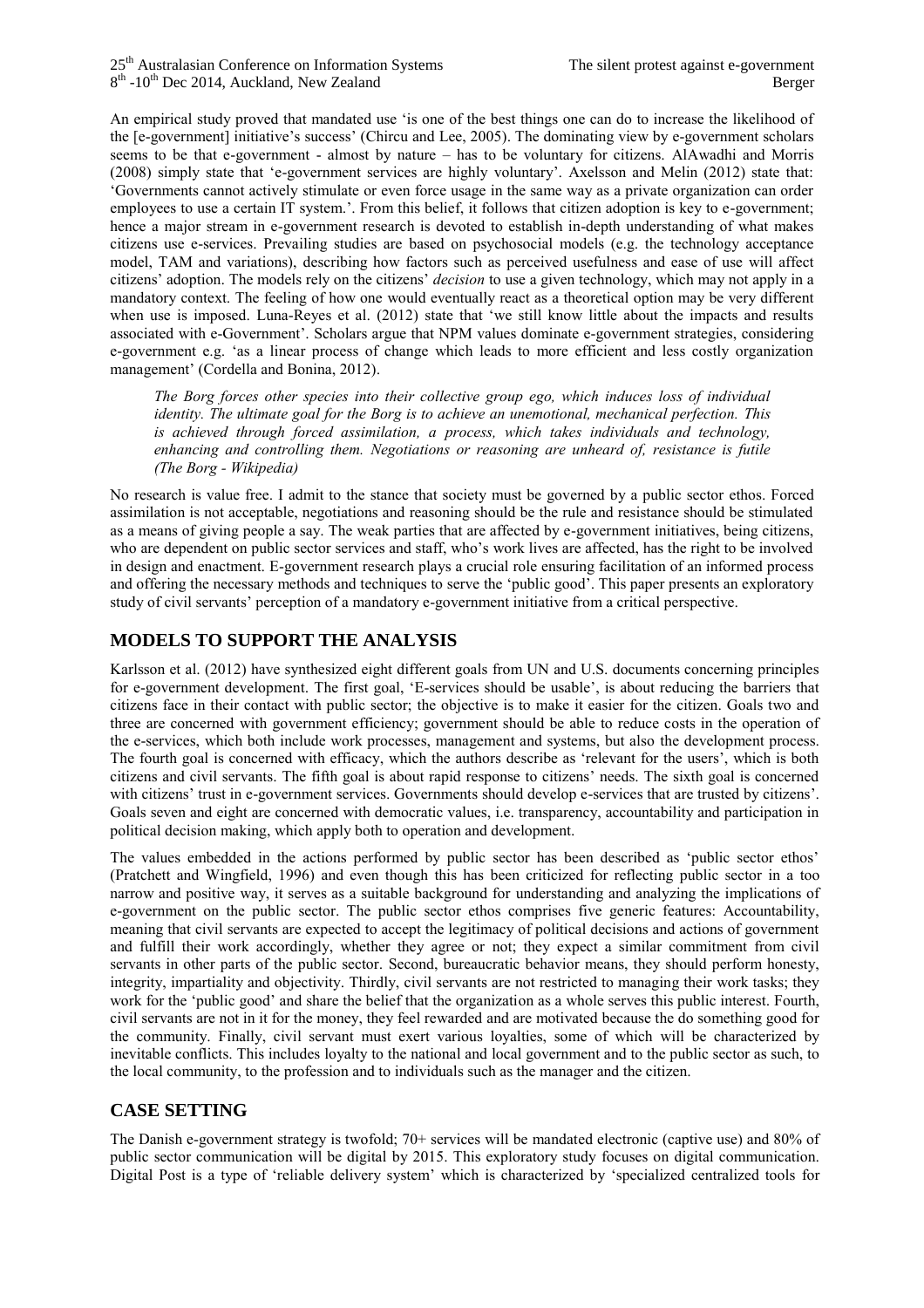An empirical study proved that mandated use 'is one of the best things one can do to increase the likelihood of the [e-government] initiative's success' (Chircu and Lee, 2005). The dominating view by e-government scholars seems to be that e-government - almost by nature – has to be voluntary for citizens. AlAwadhi and Morris (2008) simply state that 'e-government services are highly voluntary'. Axelsson and Melin (2012) state that: 'Governments cannot actively stimulate or even force usage in the same way as a private organization can order employees to use a certain IT system.'. From this belief, it follows that citizen adoption is key to e-government; hence a major stream in e-government research is devoted to establish in-depth understanding of what makes citizens use e-services. Prevailing studies are based on psychosocial models (e.g. the technology acceptance model, TAM and variations), describing how factors such as perceived usefulness and ease of use will affect citizens' adoption. The models rely on the citizens' *decision* to use a given technology, which may not apply in a mandatory context. The feeling of how one would eventually react as a theoretical option may be very different when use is imposed. Luna-Reyes et al. (2012) state that 'we still know little about the impacts and results associated with e-Government'. Scholars argue that NPM values dominate e-government strategies, considering e-government e.g. 'as a linear process of change which leads to more efficient and less costly organization management' (Cordella and Bonina, 2012).

> *The Borg forces other species into their collective group ego, which induces loss of individual identity. The ultimate goal for the Borg is to achieve an unemotional, mechanical perfection. This is achieved through forced assimilation, a process, which takes individuals and technology, enhancing and controlling them. Negotiations or reasoning are unheard of, resistance is futile (The Borg - Wikipedia)*

No research is value free. I admit to the stance that society must be governed by a public sector ethos. Forced assimilation is not acceptable, negotiations and reasoning should be the rule and resistance should be stimulated as a means of giving people a say. The weak parties that are affected by e-government initiatives, being citizens, who are dependent on public sector services and staff, who's work lives are affected, has the right to be involved in design and enactment. E-government research plays a crucial role ensuring facilitation of an informed process and offering the necessary methods and techniques to serve the 'public good'. This paper presents an exploratory study of civil servants' perception of a mandatory e-government initiative from a critical perspective.

## MODELS TO SUPPORT THE ANALYSIS

Karlsson et al. (2012) have synthesized eight different goals from UN and U.S. documents concerning principles for e-government development. The first goal, 'E-services should be usable', is about reducing the barriers that citizens face in their contact with public sector; the objective is to make it easier for the citizen. Goals two and three are concerned with government efficiency; government should be able to reduce costs in the operation of the e-services, which both include work processes, management and systems, but also the development process. The fourth goal is concerned with efficacy, which the authors describe as 'relevant for the users', which is both citizens and civil servants. The fifth goal is about rapid response to citizens' needs. The sixth goal is concerned with citizens' trust in e-government services. Governments should develop e-services that are trusted by citizens'. Goals seven and eight are concerned with democratic values, i.e. transparency, accountability and participation in political decision making, which apply both to operation and development.

The values embedded in the actions performed by public sector has been described as 'public sector ethos' (Pratchett and Wingfield, 1996) and even though this has been criticized for reflecting public sector in a too narrow and positive way, it serves as a suitable background for understanding and analyzing the implications of e-government on the public sector. The public sector ethos comprises five generic features: Accountability, meaning that civil servants are expected to accept the legitimacy of political decisions and actions of government and fulfill their work accordingly, whether they agree or not; they expect a similar commitment from civil servants in other parts of the public sector. Second, bureaucratic behavior means, they should perform honesty, integrity, impartiality and objectivity. Thirdly, civil servants are not restricted to managing their work tasks; they work for the 'public good' and share the belief that the organization as a whole serves this public interest. Fourth, civil servants are not in it for the money, they feel rewarded and are motivated because the do something good for the community. Finally, civil servant must exert various loyalties, some of which will be characterized by inevitable conflicts. This includes loyalty to the national and local government and to the public sector as such, to the local community, to the profession and to individuals such as the manager and the citizen.

## CASE SETTING

The Danish e-government strategy is twofold; 70+ services will be mandated electronic (captive use) and 80% of public sector communication will be digital by 2015. This exploratory study focuses on digital communication. Digital Post is a type of 'reliable delivery system' which is characterized by 'specialized centralized tools for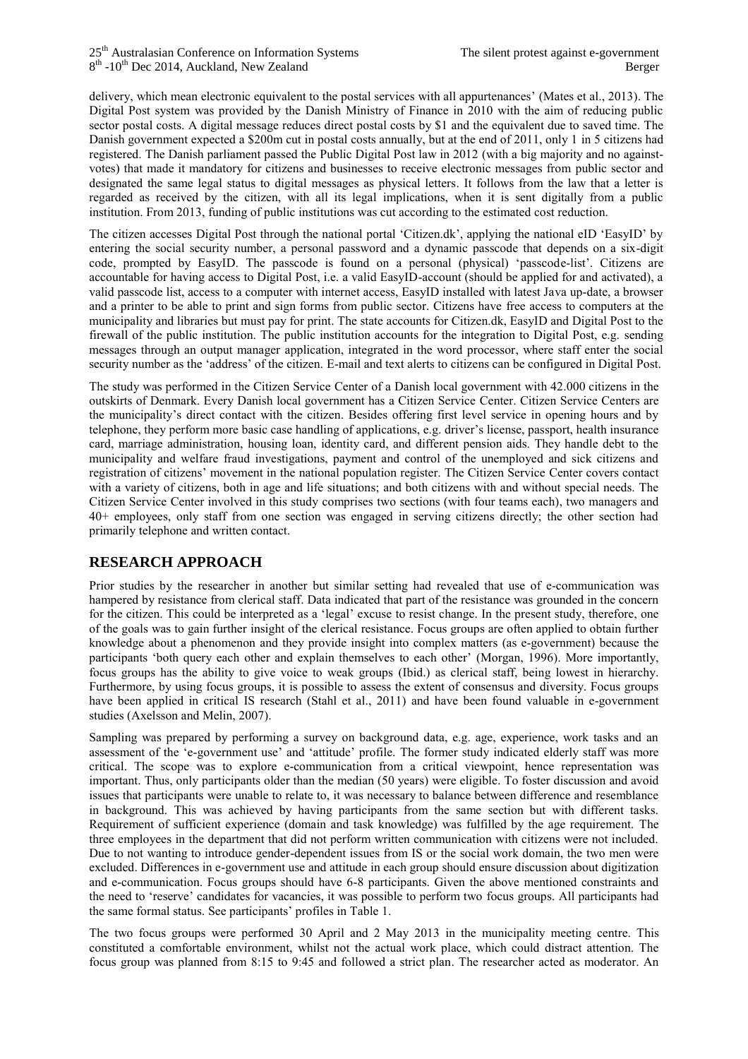delivery, which mean electronic equivalent to the postal services with all appurtenances' (Mates et al., 2013). The Digital Post system was provided by the Danish Ministry of Finance in 2010 with the aim of reducing public sector postal costs. A digital message reduces direct postal costs by $1 and the equivalent due to saved time. The Danish government expected a $200m cut in postal costs annually, but at the end of 2011, only 1 in 5 citizens had registered. The Danish parliament passed the Public Digital Post law in 2012 (with a big majority and no against-votes) that made it mandatory for citizens and businesses to receive electronic messages from public sector and designated the same legal status to digital messages as physical letters. It follows from the law that a letter is regarded as received by the citizen, with all its legal implications, when it is sent digitally from a public institution. From 2013, funding of public institutions was cut according to the estimated cost reduction.

The citizen accesses Digital Post through the national portal 'Citizen.dk', applying the national eID 'EasyID' by entering the social security number, a personal password and a dynamic passcode that depends on a six-digit code, prompted by EasyID. The passcode is found on a personal (physical) 'passcode-list'. Citizens are accountable for having access to Digital Post, i.e. a valid EasyID-account (should be applied for and activated), a valid passcode list, access to a computer with internet access, EasyID installed with latest Java up-date, a browser and a printer to be able to print and sign forms from public sector. Citizens have free access to computers at the municipality and libraries but must pay for print. The state accounts for Citizen.dk, EasyID and Digital Post to the firewall of the public institution. The public institution accounts for the integration to Digital Post, e.g. sending messages through an output manager application, integrated in the word processor, where staff enter the social security number as the 'address' of the citizen. E-mail and text alerts to citizens can be configured in Digital Post.

The study was performed in the Citizen Service Center of a Danish local government with 42.000 citizens in the outskirts of Denmark. Every Danish local government has a Citizen Service Center. Citizen Service Centers are the municipality's direct contact with the citizen. Besides offering first level service in opening hours and by telephone, they perform more basic case handling of applications, e.g. driver's license, passport, health insurance card, marriage administration, housing loan, identity card, and different pension aids. They handle debt to the municipality and welfare fraud investigations, payment and control of the unemployed and sick citizens and registration of citizens' movement in the national population register. The Citizen Service Center covers contact with a variety of citizens, both in age and life situations; and both citizens with and without special needs. The Citizen Service Center involved in this study comprises two sections (with four teams each), two managers and 40+ employees, only staff from one section was engaged in serving citizens directly; the other section had primarily telephone and written contact.

## RESEARCH APPROACH

Prior studies by the researcher in another but similar setting had revealed that use of e-communication was hampered by resistance from clerical staff. Data indicated that part of the resistance was grounded in the concern for the citizen. This could be interpreted as a 'legal' excuse to resist change. In the present study, therefore, one of the goals was to gain further insight of the clerical resistance. Focus groups are often applied to obtain further knowledge about a phenomenon and they provide insight into complex matters (as e-government) because the participants 'both query each other and explain themselves to each other' (Morgan, 1996). More importantly, focus groups has the ability to give voice to weak groups (Ibid.) as clerical staff, being lowest in hierarchy. Furthermore, by using focus groups, it is possible to assess the extent of consensus and diversity. Focus groups have been applied in critical IS research (Stahl et al., 2011) and have been found valuable in e-government studies (Axelsson and Melin, 2007).

Sampling was prepared by performing a survey on background data, e.g. age, experience, work tasks and an assessment of the 'e-government use' and 'attitude' profile. The former study indicated elderly staff was more critical. The scope was to explore e-communication from a critical viewpoint, hence representation was important. Thus, only participants older than the median (50 years) were eligible. To foster discussion and avoid issues that participants were unable to relate to, it was necessary to balance between difference and resemblance in background. This was achieved by having participants from the same section but with different tasks. Requirement of sufficient experience (domain and task knowledge) was fulfilled by the age requirement. The three employees in the department that did not perform written communication with citizens were not included. Due to not wanting to introduce gender-dependent issues from IS or the social work domain, the two men were excluded. Differences in e-government use and attitude in each group should ensure discussion about digitization and e-communication. Focus groups should have 6-8 participants. Given the above mentioned constraints and the need to 'reserve' candidates for vacancies, it was possible to perform two focus groups. All participants had the same formal status. See participants' profiles in Table 1.

The two focus groups were performed 30 April and 2 May 2013 in the municipality meeting centre. This constituted a comfortable environment, whilst not the actual work place, which could distract attention. The focus group was planned from 8:15 to 9:45 and followed a strict plan. The researcher acted as moderator. An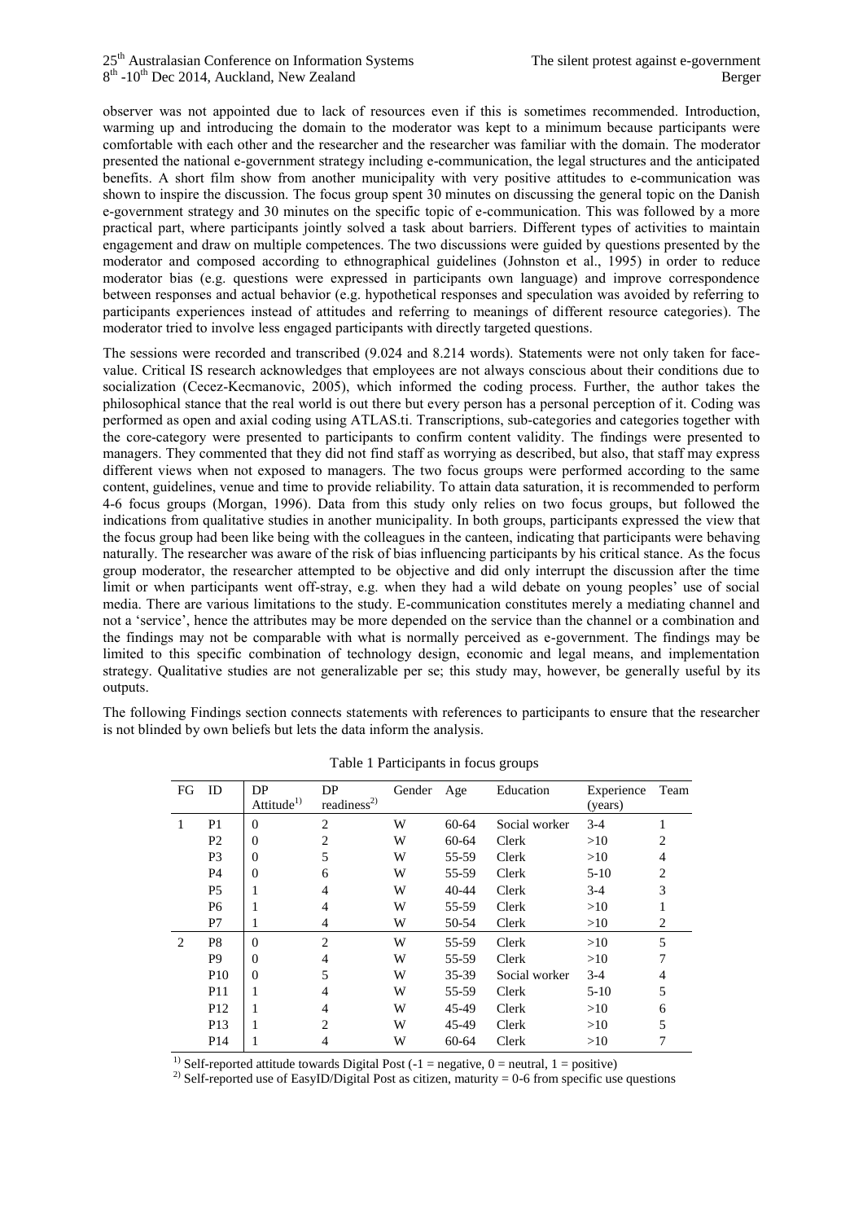observer was not appointed due to lack of resources even if this is sometimes recommended. Introduction, warming up and introducing the domain to the moderator was kept to a minimum because participants were comfortable with each other and the researcher and the researcher was familiar with the domain. The moderator presented the national e-government strategy including e-communication, the legal structures and the anticipated benefits. A short film show from another municipality with very positive attitudes to e-communication was shown to inspire the discussion. The focus group spent 30 minutes on discussing the general topic on the Danish e-government strategy and 30 minutes on the specific topic of e-communication. This was followed by a more practical part, where participants jointly solved a task about barriers. Different types of activities to maintain engagement and draw on multiple competences. The two discussions were guided by questions presented by the moderator and composed according to ethnographical guidelines (Johnston et al., 1995) in order to reduce moderator bias (e.g. questions were expressed in participants own language) and improve correspondence between responses and actual behavior (e.g. hypothetical responses and speculation was avoided by referring to participants experiences instead of attitudes and referring to meanings of different resource categories). The moderator tried to involve less engaged participants with directly targeted questions.

The sessions were recorded and transcribed (9.024 and 8.214 words). Statements were not only taken for face-value. Critical IS research acknowledges that employees are not always conscious about their conditions due to socialization (Cecez-Kecmanovic, 2005), which informed the coding process. Further, the author takes the philosophical stance that the real world is out there but every person has a personal perception of it. Coding was performed as open and axial coding using ATLAS.ti. Transcriptions, sub-categories and categories together with the core-category were presented to participants to confirm content validity. The findings were presented to managers. They commented that they did not find staff as worrying as described, but also, that staff may express different views when not exposed to managers. The two focus groups were performed according to the same content, guidelines, venue and time to provide reliability. To attain data saturation, it is recommended to perform 4-6 focus groups (Morgan, 1996). Data from this study only relies on two focus groups, but followed the indications from qualitative studies in another municipality. In both groups, participants expressed the view that the focus group had been like being with the colleagues in the canteen, indicating that participants were behaving naturally. The researcher was aware of the risk of bias influencing participants by his critical stance. As the focus group moderator, the researcher attempted to be objective and did only interrupt the discussion after the time limit or when participants went off-stray, e.g. when they had a wild debate on young peoples' use of social media. There are various limitations to the study. E-communication constitutes merely a mediating channel and not a 'service', hence the attributes may be more depended on the service than the channel or a combination and the findings may not be comparable with what is normally perceived as e-government. The findings may be limited to this specific combination of technology design, economic and legal means, and implementation strategy. Qualitative studies are not generalizable per se; this study may, however, be generally useful by its outputs.

The following Findings section connects statements with references to participants to ensure that the researcher is not blinded by own beliefs but lets the data inform the analysis.

Table 1 Participants in focus groups

| FG | ID | DP Attitude[1)] | DP readiness[2)] | Gender | Age | Education | Experience (years) | Team |
|---|---|---|---|---|---|---|---|---|
| 1 | P1 | 0 | 2 | W | 60-64 | Social worker | 3-4 | 1 |
| | P2 | 0 | 2 | W | 60-64 | Clerk | >10 | 2 |
| | P3 | 0 | 5 | W | 55-59 | Clerk | >10 | 4 |
| | P4 | 0 | 6 | W | 55-59 | Clerk | 5-10 | 2 |
| | P5 | 1 | 4 | W | 40-44 | Clerk | 3-4 | 3 |
| | P6 | 1 | 4 | W | 55-59 | Clerk | >10 | 1 |
| | P7 | 1 | 4 | W | 50-54 | Clerk | >10 | 2 |
| 2 | P8 | 0 | 2 | W | 55-59 | Clerk | >10 | 5 |
| | P9 | 0 | 4 | W | 55-59 | Clerk | >10 | 7 |
| | P10 | 0 | 5 | W | 35-39 | Social worker | 3-4 | 4 |
| | P11 | 1 | 4 | W | 55-59 | Clerk | 5-10 | 5 |
| | P12 | 1 | 4 | W | 45-49 | Clerk | >10 | 6 |
| | P13 | 1 | 2 | W | 45-49 | Clerk | >10 | 5 |
| | P14 | 1 | 4 | W | 60-64 | Clerk | >10 | 7 |

[1)] Self-reported attitude towards Digital Post (-1 = negative, 0 = neutral, 1 = positive)

[2)] Self-reported use of EasyID/Digital Post as citizen, maturity = 0-6 from specific use questions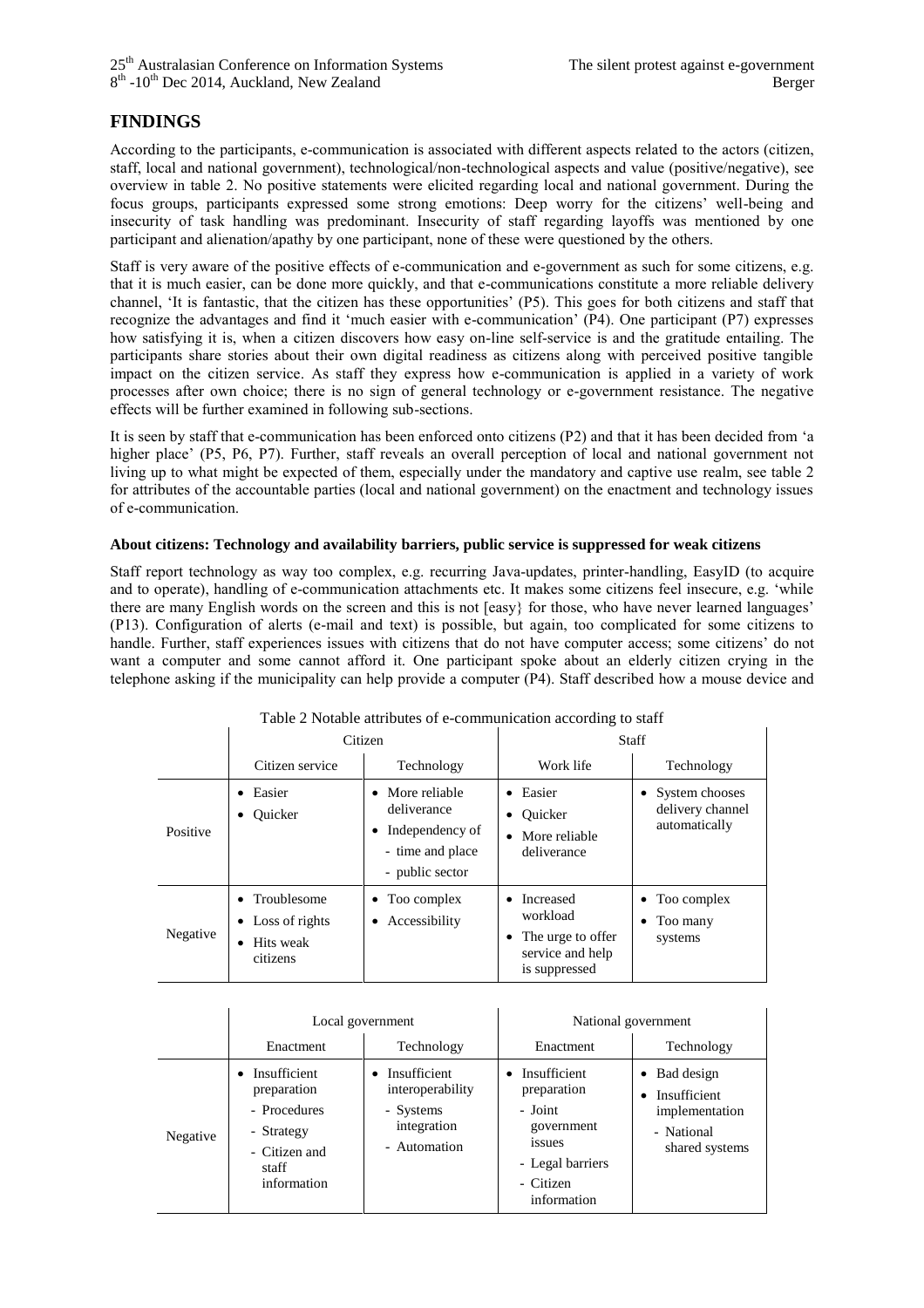## FINDINGS

According to the participants, e-communication is associated with different aspects related to the actors (citizen, staff, local and national government), technological/non-technological aspects and value (positive/negative), see overview in table 2. No positive statements were elicited regarding local and national government. During the focus groups, participants expressed some strong emotions: Deep worry for the citizens' well-being and insecurity of task handling was predominant. Insecurity of staff regarding layoffs was mentioned by one participant and alienation/apathy by one participant, none of these were questioned by the others.

Staff is very aware of the positive effects of e-communication and e-government as such for some citizens, e.g. that it is much easier, can be done more quickly, and that e-communications constitute a more reliable delivery channel, 'It is fantastic, that the citizen has these opportunities' (P5). This goes for both citizens and staff that recognize the advantages and find it 'much easier with e-communication' (P4). One participant (P7) expresses how satisfying it is, when a citizen discovers how easy on-line self-service is and the gratitude entailing. The participants share stories about their own digital readiness as citizens along with perceived positive tangible impact on the citizen service. As staff they express how e-communication is applied in a variety of work processes after own choice; there is no sign of general technology or e-government resistance. The negative effects will be further examined in following sub-sections.

It is seen by staff that e-communication has been enforced onto citizens (P2) and that it has been decided from 'a higher place' (P5, P6, P7). Further, staff reveals an overall perception of local and national government not living up to what might be expected of them, especially under the mandatory and captive use realm, see table 2 for attributes of the accountable parties (local and national government) on the enactment and technology issues of e-communication.

**About citizens: Technology and availability barriers, public service is suppressed for weak citizens**

Staff report technology as way too complex, e.g. recurring Java-updates, printer-handling, EasyID (to acquire and to operate), handling of e-communication attachments etc. It makes some citizens feel insecure, e.g. 'while there are many English words on the screen and this is not [easy} for those, who have never learned languages' (P13). Configuration of alerts (e-mail and text) is possible, but again, too complicated for some citizens to handle. Further, staff experiences issues with citizens that do not have computer access; some citizens' do not want a computer and some cannot afford it. One participant spoke about an elderly citizen crying in the telephone asking if the municipality can help provide a computer (P4). Staff described how a mouse device and

Table 2 Notable attributes of e-communication according to staff

| | Citizen | | Staff | |
|---|---|---|---|---|
| | Citizen service | Technology | Work life | Technology |
| Positive | • Easier<br>• Quicker | • More reliable deliverance<br>• Independency of<br>- time and place<br>- public sector | • Easier<br>• Quicker<br>• More reliable deliverance | • System chooses delivery channel automatically |
| Negative | • Troublesome<br>• Loss of rights<br>• Hits weak citizens | • Too complex<br>• Accessibility | • Increased workload<br>• The urge to offer service and help is suppressed | • Too complex<br>• Too many systems |

| | Local government | | National government | |
|---|---|---|---|---|
| | Enactment | Technology | Enactment | Technology |
| Negative | • Insufficient preparation<br>- Procedures<br>- Strategy<br>- Citizen and staff information | • Insufficient interoperability<br>- Systems integration<br>- Automation | • Insufficient preparation<br>- Joint government issues<br>- Legal barriers<br>- Citizen information | • Bad design<br>• Insufficient implementation<br>- National shared systems |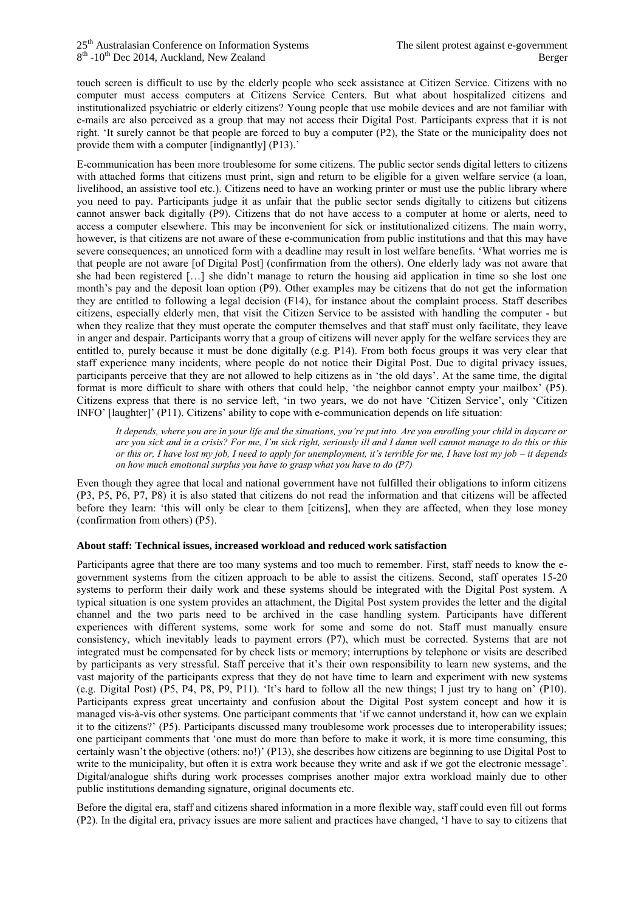touch screen is difficult to use by the elderly people who seek assistance at Citizen Service. Citizens with no computer must access computers at Citizens Service Centers. But what about hospitalized citizens and institutionalized psychiatric or elderly citizens? Young people that use mobile devices and are not familiar with e-mails are also perceived as a group that may not access their Digital Post. Participants express that it is not right. 'It surely cannot be that people are forced to buy a computer (P2), the State or the municipality does not provide them with a computer [indignantly] (P13).'

E-communication has been more troublesome for some citizens. The public sector sends digital letters to citizens with attached forms that citizens must print, sign and return to be eligible for a given welfare service (a loan, livelihood, an assistive tool etc.). Citizens need to have an working printer or must use the public library where you need to pay. Participants judge it as unfair that the public sector sends digitally to citizens but citizens cannot answer back digitally (P9). Citizens that do not have access to a computer at home or alerts, need to access a computer elsewhere. This may be inconvenient for sick or institutionalized citizens. The main worry, however, is that citizens are not aware of these e-communication from public institutions and that this may have severe consequences; an unnoticed form with a deadline may result in lost welfare benefits. 'What worries me is that people are not aware [of Digital Post] (confirmation from the others). One elderly lady was not aware that she had been registered […] she didn't manage to return the housing aid application in time so she lost one month's pay and the deposit loan option (P9). Other examples may be citizens that do not get the information they are entitled to following a legal decision (F14), for instance about the complaint process. Staff describes citizens, especially elderly men, that visit the Citizen Service to be assisted with handling the computer - but when they realize that they must operate the computer themselves and that staff must only facilitate, they leave in anger and despair. Participants worry that a group of citizens will never apply for the welfare services they are entitled to, purely because it must be done digitally (e.g. P14). From both focus groups it was very clear that staff experience many incidents, where people do not notice their Digital Post. Due to digital privacy issues, participants perceive that they are not allowed to help citizens as in 'the old days'. At the same time, the digital format is more difficult to share with others that could help, 'the neighbor cannot empty your mailbox' (P5). Citizens express that there is no service left, 'in two years, we do not have 'Citizen Service', only 'Citizen INFO' [laughter]' (P11). Citizens' ability to cope with e-communication depends on life situation:

> *It depends, where you are in your life and the situations, you're put into. Are you enrolling your child in daycare or are you sick and in a crisis? For me, I'm sick right, seriously ill and I damn well cannot manage to do this or this or this or, I have lost my job, I need to apply for unemployment, it's terrible for me, I have lost my job – it depends on how much emotional surplus you have to grasp what you have to do (P7)*

Even though they agree that local and national government have not fulfilled their obligations to inform citizens (P3, P5, P6, P7, P8) it is also stated that citizens do not read the information and that citizens will be affected before they learn: 'this will only be clear to them [citizens], when they are affected, when they lose money (confirmation from others) (P5).

**About staff: Technical issues, increased workload and reduced work satisfaction**

Participants agree that there are too many systems and too much to remember. First, staff needs to know the e-government systems from the citizen approach to be able to assist the citizens. Second, staff operates 15-20 systems to perform their daily work and these systems should be integrated with the Digital Post system. A typical situation is one system provides an attachment, the Digital Post system provides the letter and the digital channel and the two parts need to be archived in the case handling system. Participants have different experiences with different systems, some work for some and some do not. Staff must manually ensure consistency, which inevitably leads to payment errors (P7), which must be corrected. Systems that are not integrated must be compensated for by check lists or memory; interruptions by telephone or visits are described by participants as very stressful. Staff perceive that it's their own responsibility to learn new systems, and the vast majority of the participants express that they do not have time to learn and experiment with new systems (e.g. Digital Post) (P5, P4, P8, P9, P11). 'It's hard to follow all the new things; I just try to hang on' (P10). Participants express great uncertainty and confusion about the Digital Post system concept and how it is managed vis-à-vis other systems. One participant comments that 'if we cannot understand it, how can we explain it to the citizens?' (P5). Participants discussed many troublesome work processes due to interoperability issues; one participant comments that 'one must do more than before to make it work, it is more time consuming, this certainly wasn't the objective (others: no!)' (P13), she describes how citizens are beginning to use Digital Post to write to the municipality, but often it is extra work because they write and ask if we got the electronic message'. Digital/analogue shifts during work processes comprises another major extra workload mainly due to other public institutions demanding signature, original documents etc.

Before the digital era, staff and citizens shared information in a more flexible way, staff could even fill out forms (P2). In the digital era, privacy issues are more salient and practices have changed, 'I have to say to citizens that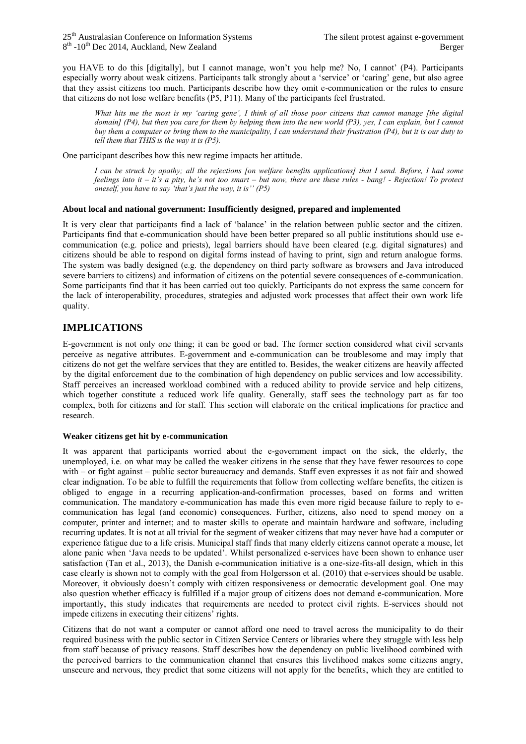you HAVE to do this [digitally], but I cannot manage, won't you help me? No, I cannot' (P4). Participants especially worry about weak citizens. Participants talk strongly about a 'service' or 'caring' gene, but also agree that they assist citizens too much. Participants describe how they omit e-communication or the rules to ensure that citizens do not lose welfare benefits (P5, P11). Many of the participants feel frustrated.

> *What hits me the most is my 'caring gene', I think of all those poor citizens that cannot manage [the digital domain] (P4), but then you care for them by helping them into the new world (P3), yes, I can explain, but I cannot buy them a computer or bring them to the municipality, I can understand their frustration (P4), but it is our duty to tell them that THIS is the way it is (P5).*

One participant describes how this new regime impacts her attitude.

> *I can be struck by apathy; all the rejections [on welfare benefits applications] that I send. Before, I had some feelings into it – it's a pity, he's not too smart – but now, there are these rules - bang! - Rejection! To protect oneself, you have to say 'that's just the way, it is'' (P5)*

#### About local and national government: Insufficiently designed, prepared and implemented

It is very clear that participants find a lack of 'balance' in the relation between public sector and the citizen. Participants find that e-communication should have been better prepared so all public institutions should use e-communication (e.g. police and priests), legal barriers should have been cleared (e.g. digital signatures) and citizens should be able to respond on digital forms instead of having to print, sign and return analogue forms. The system was badly designed (e.g. the dependency on third party software as browsers and Java introduced severe barriers to citizens) and information of citizens on the potential severe consequences of e-communication. Some participants find that it has been carried out too quickly. Participants do not express the same concern for the lack of interoperability, procedures, strategies and adjusted work processes that affect their own work life quality.

## IMPLICATIONS

E-government is not only one thing; it can be good or bad. The former section considered what civil servants perceive as negative attributes. E-government and e-communication can be troublesome and may imply that citizens do not get the welfare services that they are entitled to. Besides, the weaker citizens are heavily affected by the digital enforcement due to the combination of high dependency on public services and low accessibility. Staff perceives an increased workload combined with a reduced ability to provide service and help citizens, which together constitute a reduced work life quality. Generally, staff sees the technology part as far too complex, both for citizens and for staff. This section will elaborate on the critical implications for practice and research.

#### Weaker citizens get hit by e-communication

It was apparent that participants worried about the e-government impact on the sick, the elderly, the unemployed, i.e. on what may be called the weaker citizens in the sense that they have fewer resources to cope with – or fight against – public sector bureaucracy and demands. Staff even expresses it as not fair and showed clear indignation. To be able to fulfill the requirements that follow from collecting welfare benefits, the citizen is obliged to engage in a recurring application-and-confirmation processes, based on forms and written communication. The mandatory e-communication has made this even more rigid because failure to reply to e-communication has legal (and economic) consequences. Further, citizens, also need to spend money on a computer, printer and internet; and to master skills to operate and maintain hardware and software, including recurring updates. It is not at all trivial for the segment of weaker citizens that may never have had a computer or experience fatigue due to a life crisis. Municipal staff finds that many elderly citizens cannot operate a mouse, let alone panic when 'Java needs to be updated'. Whilst personalized e-services have been shown to enhance user satisfaction (Tan et al., 2013), the Danish e-communication initiative is a one-size-fits-all design, which in this case clearly is shown not to comply with the goal from Holgersson et al. (2010) that e-services should be usable. Moreover, it obviously doesn't comply with citizen responsiveness or democratic development goal. One may also question whether efficacy is fulfilled if a major group of citizens does not demand e-communication. More importantly, this study indicates that requirements are needed to protect civil rights. E-services should not impede citizens in executing their citizens' rights.

Citizens that do not want a computer or cannot afford one need to travel across the municipality to do their required business with the public sector in Citizen Service Centers or libraries where they struggle with less help from staff because of privacy reasons. Staff describes how the dependency on public livelihood combined with the perceived barriers to the communication channel that ensures this livelihood makes some citizens angry, unsecure and nervous, they predict that some citizens will not apply for the benefits, which they are entitled to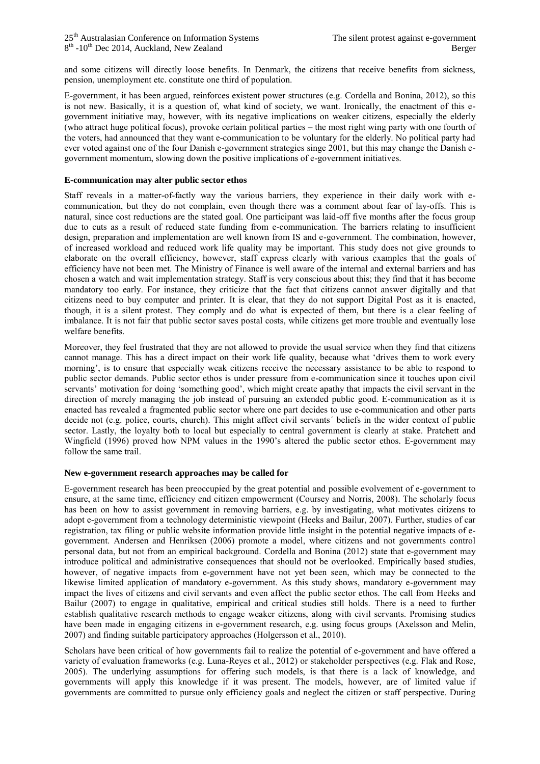and some citizens will directly loose benefits. In Denmark, the citizens that receive benefits from sickness, pension, unemployment etc. constitute one third of population.

E-government, it has been argued, reinforces existent power structures (e.g. Cordella and Bonina, 2012), so this is not new. Basically, it is a question of, what kind of society, we want. Ironically, the enactment of this e-government initiative may, however, with its negative implications on weaker citizens, especially the elderly (who attract huge political focus), provoke certain political parties – the most right wing party with one fourth of the voters, had announced that they want e-communication to be voluntary for the elderly. No political party had ever voted against one of the four Danish e-government strategies singe 2001, but this may change the Danish e-government momentum, slowing down the positive implications of e-government initiatives.

**E-communication may alter public sector ethos**

Staff reveals in a matter-of-factly way the various barriers, they experience in their daily work with e-communication, but they do not complain, even though there was a comment about fear of lay-offs. This is natural, since cost reductions are the stated goal. One participant was laid-off five months after the focus group due to cuts as a result of reduced state funding from e-communication. The barriers relating to insufficient design, preparation and implementation are well known from IS and e-government. The combination, however, of increased workload and reduced work life quality may be important. This study does not give grounds to elaborate on the overall efficiency, however, staff express clearly with various examples that the goals of efficiency have not been met. The Ministry of Finance is well aware of the internal and external barriers and has chosen a watch and wait implementation strategy. Staff is very conscious about this; they find that it has become mandatory too early. For instance, they criticize that the fact that citizens cannot answer digitally and that citizens need to buy computer and printer. It is clear, that they do not support Digital Post as it is enacted, though, it is a silent protest. They comply and do what is expected of them, but there is a clear feeling of imbalance. It is not fair that public sector saves postal costs, while citizens get more trouble and eventually lose welfare benefits.

Moreover, they feel frustrated that they are not allowed to provide the usual service when they find that citizens cannot manage. This has a direct impact on their work life quality, because what 'drives them to work every morning', is to ensure that especially weak citizens receive the necessary assistance to be able to respond to public sector demands. Public sector ethos is under pressure from e-communication since it touches upon civil servants' motivation for doing 'something good', which might create apathy that impacts the civil servant in the direction of merely managing the job instead of pursuing an extended public good. E-communication as it is enacted has revealed a fragmented public sector where one part decides to use e-communication and other parts decide not (e.g. police, courts, church). This might affect civil servants´ beliefs in the wider context of public sector. Lastly, the loyalty both to local but especially to central government is clearly at stake. Pratchett and Wingfield (1996) proved how NPM values in the 1990's altered the public sector ethos. E-government may follow the same trail.

**New e-government research approaches may be called for**

E-government research has been preoccupied by the great potential and possible evolvement of e-government to ensure, at the same time, efficiency end citizen empowerment (Coursey and Norris, 2008). The scholarly focus has been on how to assist government in removing barriers, e.g. by investigating, what motivates citizens to adopt e-government from a technology deterministic viewpoint (Heeks and Bailur, 2007). Further, studies of car registration, tax filing or public website information provide little insight in the potential negative impacts of e-government. Andersen and Henriksen (2006) promote a model, where citizens and not governments control personal data, but not from an empirical background. Cordella and Bonina (2012) state that e-government may introduce political and administrative consequences that should not be overlooked. Empirically based studies, however, of negative impacts from e-government have not yet been seen, which may be connected to the likewise limited application of mandatory e-government. As this study shows, mandatory e-government may impact the lives of citizens and civil servants and even affect the public sector ethos. The call from Heeks and Bailur (2007) to engage in qualitative, empirical and critical studies still holds. There is a need to further establish qualitative research methods to engage weaker citizens, along with civil servants. Promising studies have been made in engaging citizens in e-government research, e.g. using focus groups (Axelsson and Melin, 2007) and finding suitable participatory approaches (Holgersson et al., 2010).

Scholars have been critical of how governments fail to realize the potential of e-government and have offered a variety of evaluation frameworks (e.g. Luna-Reyes et al., 2012) or stakeholder perspectives (e.g. Flak and Rose, 2005). The underlying assumptions for offering such models, is that there is a lack of knowledge, and governments will apply this knowledge if it was present. The models, however, are of limited value if governments are committed to pursue only efficiency goals and neglect the citizen or staff perspective. During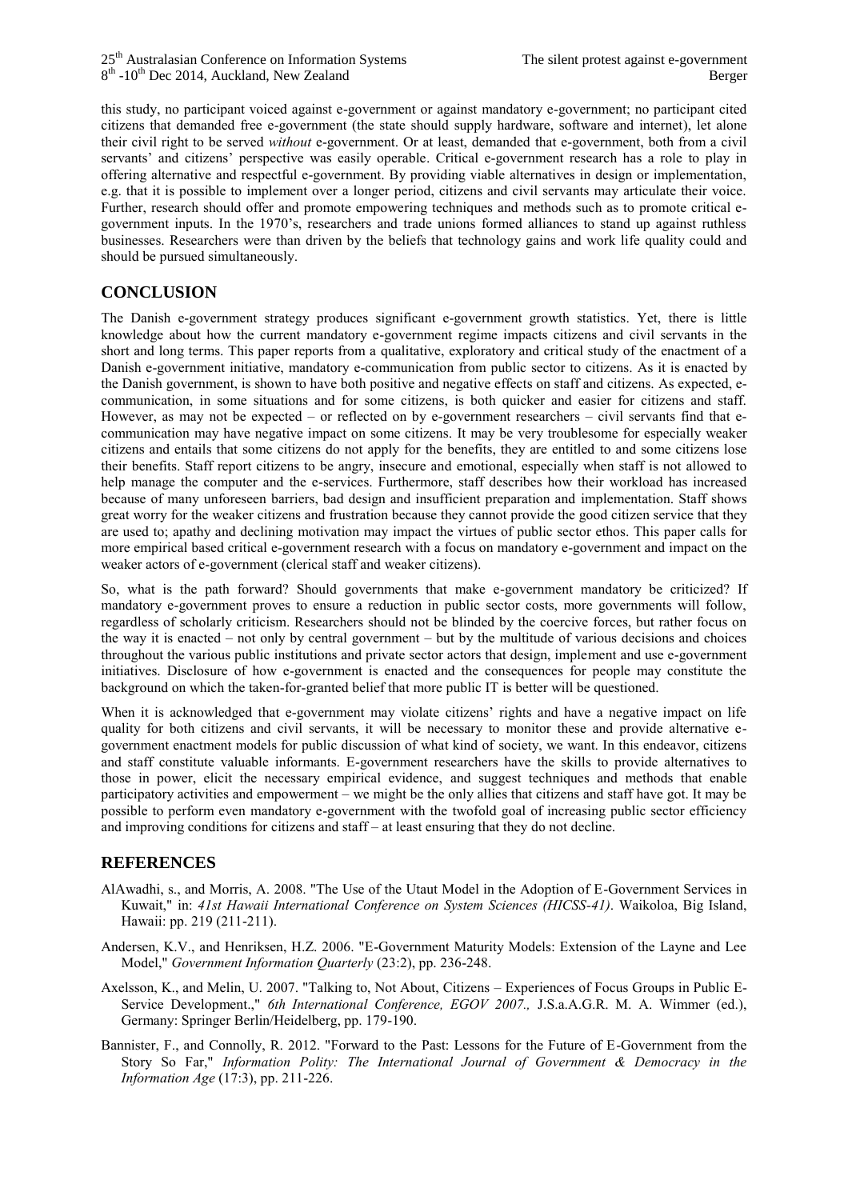this study, no participant voiced against e-government or against mandatory e-government; no participant cited citizens that demanded free e-government (the state should supply hardware, software and internet), let alone their civil right to be served *without* e-government. Or at least, demanded that e-government, both from a civil servants' and citizens' perspective was easily operable. Critical e-government research has a role to play in offering alternative and respectful e-government. By providing viable alternatives in design or implementation, e.g. that it is possible to implement over a longer period, citizens and civil servants may articulate their voice. Further, research should offer and promote empowering techniques and methods such as to promote critical e-government inputs. In the 1970's, researchers and trade unions formed alliances to stand up against ruthless businesses. Researchers were than driven by the beliefs that technology gains and work life quality could and should be pursued simultaneously.

## CONCLUSION

The Danish e-government strategy produces significant e-government growth statistics. Yet, there is little knowledge about how the current mandatory e-government regime impacts citizens and civil servants in the short and long terms. This paper reports from a qualitative, exploratory and critical study of the enactment of a Danish e-government initiative, mandatory e-communication from public sector to citizens. As it is enacted by the Danish government, is shown to have both positive and negative effects on staff and citizens. As expected, e-communication, in some situations and for some citizens, is both quicker and easier for citizens and staff. However, as may not be expected – or reflected on by e-government researchers – civil servants find that e-communication may have negative impact on some citizens. It may be very troublesome for especially weaker citizens and entails that some citizens do not apply for the benefits, they are entitled to and some citizens lose their benefits. Staff report citizens to be angry, insecure and emotional, especially when staff is not allowed to help manage the computer and the e-services. Furthermore, staff describes how their workload has increased because of many unforeseen barriers, bad design and insufficient preparation and implementation. Staff shows great worry for the weaker citizens and frustration because they cannot provide the good citizen service that they are used to; apathy and declining motivation may impact the virtues of public sector ethos. This paper calls for more empirical based critical e-government research with a focus on mandatory e-government and impact on the weaker actors of e-government (clerical staff and weaker citizens).

So, what is the path forward? Should governments that make e-government mandatory be criticized? If mandatory e-government proves to ensure a reduction in public sector costs, more governments will follow, regardless of scholarly criticism. Researchers should not be blinded by the coercive forces, but rather focus on the way it is enacted – not only by central government – but by the multitude of various decisions and choices throughout the various public institutions and private sector actors that design, implement and use e-government initiatives. Disclosure of how e-government is enacted and the consequences for people may constitute the background on which the taken-for-granted belief that more public IT is better will be questioned.

When it is acknowledged that e-government may violate citizens' rights and have a negative impact on life quality for both citizens and civil servants, it will be necessary to monitor these and provide alternative e-government enactment models for public discussion of what kind of society, we want. In this endeavor, citizens and staff constitute valuable informants. E-government researchers have the skills to provide alternatives to those in power, elicit the necessary empirical evidence, and suggest techniques and methods that enable participatory activities and empowerment – we might be the only allies that citizens and staff have got. It may be possible to perform even mandatory e-government with the twofold goal of increasing public sector efficiency and improving conditions for citizens and staff – at least ensuring that they do not decline.

## REFERENCES

AlAwadhi, s., and Morris, A. 2008. "The Use of the Utaut Model in the Adoption of E-Government Services in Kuwait," in: *41st Hawaii International Conference on System Sciences (HICSS-41)*. Waikoloa, Big Island, Hawaii: pp. 219 (211-211).

Andersen, K.V., and Henriksen, H.Z. 2006. "E-Government Maturity Models: Extension of the Layne and Lee Model," *Government Information Quarterly* (23:2), pp. 236-248.

Axelsson, K., and Melin, U. 2007. "Talking to, Not About, Citizens – Experiences of Focus Groups in Public E-Service Development.," *6th International Conference, EGOV 2007.,* J.S.a.A.G.R. M. A. Wimmer (ed.), Germany: Springer Berlin/Heidelberg, pp. 179-190.

Bannister, F., and Connolly, R. 2012. "Forward to the Past: Lessons for the Future of E-Government from the Story So Far," *Information Polity: The International Journal of Government & Democracy in the Information Age* (17:3), pp. 211-226.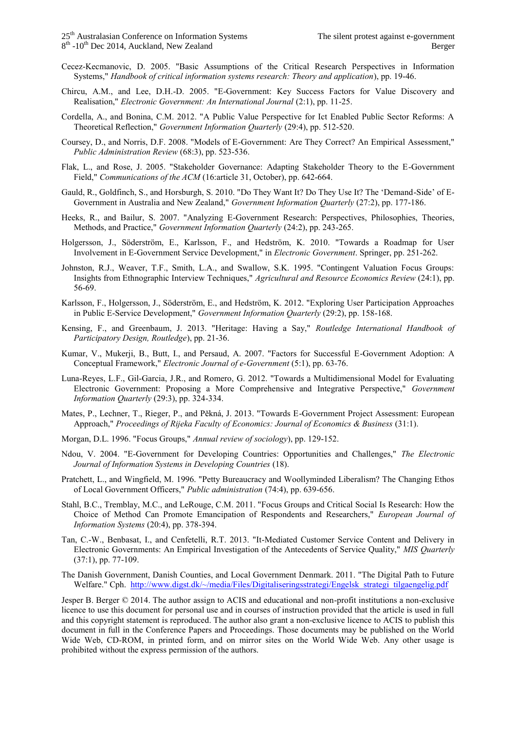Cecez-Kecmanovic, D. 2005. "Basic Assumptions of the Critical Research Perspectives in Information Systems," *Handbook of critical information systems research: Theory and application*), pp. 19-46.

Chircu, A.M., and Lee, D.H.-D. 2005. "E-Government: Key Success Factors for Value Discovery and Realisation," *Electronic Government: An International Journal* (2:1), pp. 11-25.

Cordella, A., and Bonina, C.M. 2012. "A Public Value Perspective for Ict Enabled Public Sector Reforms: A Theoretical Reflection," *Government Information Quarterly* (29:4), pp. 512-520.

Coursey, D., and Norris, D.F. 2008. "Models of E-Government: Are They Correct? An Empirical Assessment," *Public Administration Review* (68:3), pp. 523-536.

Flak, L., and Rose, J. 2005. "Stakeholder Governance: Adapting Stakeholder Theory to the E-Government Field," *Communications of the ACM* (16:article 31, October), pp. 642-664.

Gauld, R., Goldfinch, S., and Horsburgh, S. 2010. "Do They Want It? Do They Use It? The 'Demand-Side' of E-Government in Australia and New Zealand," *Government Information Quarterly* (27:2), pp. 177-186.

Heeks, R., and Bailur, S. 2007. "Analyzing E-Government Research: Perspectives, Philosophies, Theories, Methods, and Practice," *Government Information Quarterly* (24:2), pp. 243-265.

Holgersson, J., Söderström, E., Karlsson, F., and Hedström, K. 2010. "Towards a Roadmap for User Involvement in E-Government Service Development," in *Electronic Government*. Springer, pp. 251-262.

Johnston, R.J., Weaver, T.F., Smith, L.A., and Swallow, S.K. 1995. "Contingent Valuation Focus Groups: Insights from Ethnographic Interview Techniques," *Agricultural and Resource Economics Review* (24:1), pp. 56-69.

Karlsson, F., Holgersson, J., Söderström, E., and Hedström, K. 2012. "Exploring User Participation Approaches in Public E-Service Development," *Government Information Quarterly* (29:2), pp. 158-168.

Kensing, F., and Greenbaum, J. 2013. "Heritage: Having a Say," *Routledge International Handbook of Participatory Design, Routledge*), pp. 21-36.

Kumar, V., Mukerji, B., Butt, I., and Persaud, A. 2007. "Factors for Successful E-Government Adoption: A Conceptual Framework," *Electronic Journal of e-Government* (5:1), pp. 63-76.

Luna-Reyes, L.F., Gil-Garcia, J.R., and Romero, G. 2012. "Towards a Multidimensional Model for Evaluating Electronic Government: Proposing a More Comprehensive and Integrative Perspective," *Government Information Quarterly* (29:3), pp. 324-334.

Mates, P., Lechner, T., Rieger, P., and Pěkná, J. 2013. "Towards E-Government Project Assessment: European Approach," *Proceedings of Rijeka Faculty of Economics: Journal of Economics & Business* (31:1).

Morgan, D.L. 1996. "Focus Groups," *Annual review of sociology*), pp. 129-152.

Ndou, V. 2004. "E-Government for Developing Countries: Opportunities and Challenges," *The Electronic Journal of Information Systems in Developing Countries* (18).

Pratchett, L., and Wingfield, M. 1996. "Petty Bureaucracy and Woollyminded Liberalism? The Changing Ethos of Local Government Officers," *Public administration* (74:4), pp. 639-656.

Stahl, B.C., Tremblay, M.C., and LeRouge, C.M. 2011. "Focus Groups and Critical Social Is Research: How the Choice of Method Can Promote Emancipation of Respondents and Researchers," *European Journal of Information Systems* (20:4), pp. 378-394.

Tan, C.-W., Benbasat, I., and Cenfetelli, R.T. 2013. "It-Mediated Customer Service Content and Delivery in Electronic Governments: An Empirical Investigation of the Antecedents of Service Quality," *MIS Quarterly* (37:1), pp. 77-109.

The Danish Government, Danish Counties, and Local Government Denmark. 2011. "The Digital Path to Future Welfare." Cph. http://www.digst.dk/~/media/Files/Digitaliseringsstrategi/Engelsk_strategi_tilgaengelig.pdf

Jesper B. Berger © 2014. The author assign to ACIS and educational and non-profit institutions a non-exclusive licence to use this document for personal use and in courses of instruction provided that the article is used in full and this copyright statement is reproduced. The author also grant a non-exclusive licence to ACIS to publish this document in full in the Conference Papers and Proceedings. Those documents may be published on the World Wide Web, CD-ROM, in printed form, and on mirror sites on the World Wide Web. Any other usage is prohibited without the express permission of the authors.